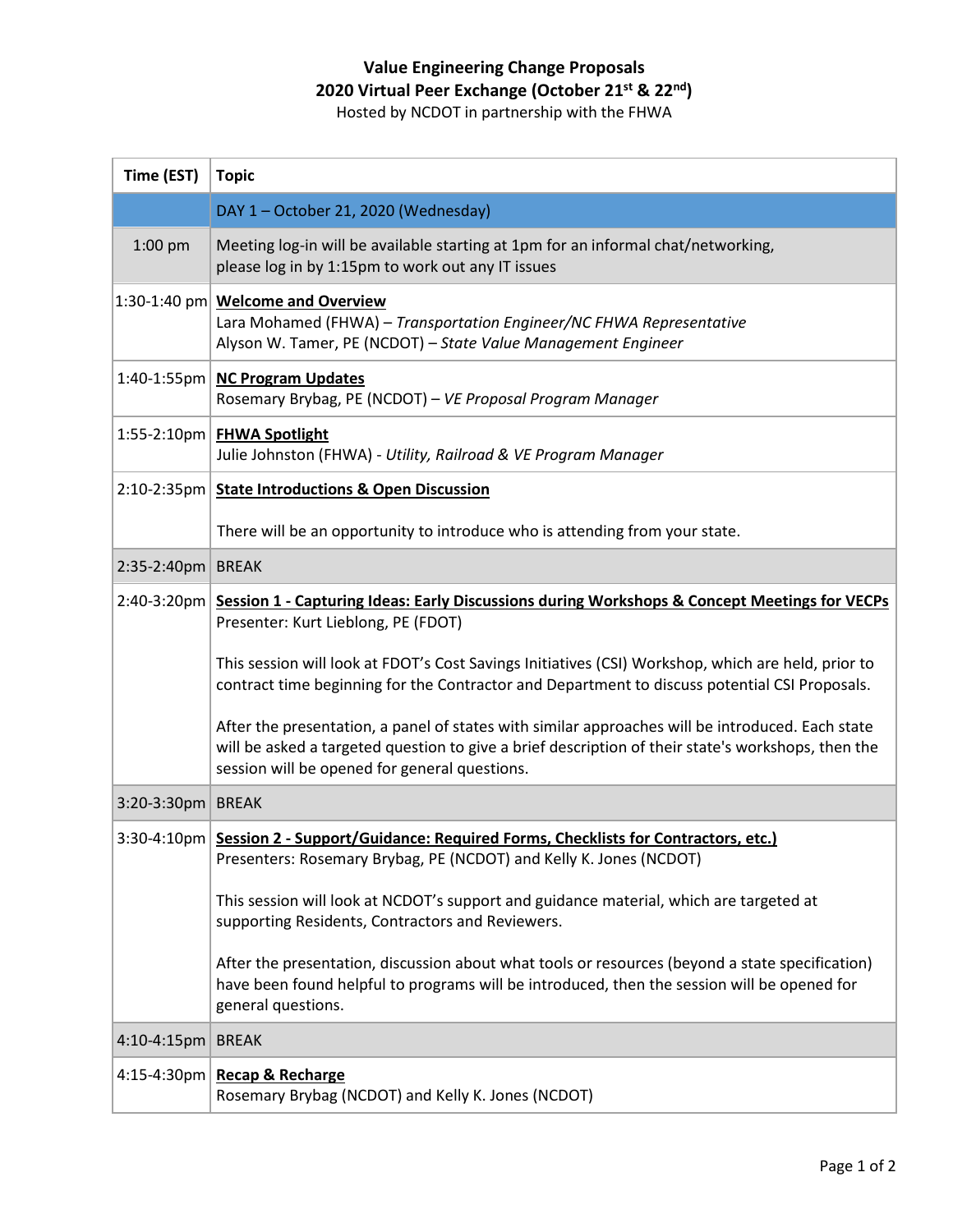# Value Engineering Change Proposals
## 2020 Virtual Peer Exchange (October 21st & 22nd)
Hosted by NCDOT in partnership with the FHWA

| Time (EST) | Topic |
|---|---|
| | DAY 1 – October 21, 2020 (Wednesday) |
| 1:00 pm | Meeting log-in will be available starting at 1pm for an informal chat/networking, please log in by 1:15pm to work out any IT issues |
| 1:30-1:40 pm | **Welcome and Overview**<br>Lara Mohamed (FHWA) – *Transportation Engineer/NC FHWA Representative*<br>Alyson W. Tamer, PE (NCDOT) – *State Value Management Engineer* |
| 1:40-1:55pm | **NC Program Updates**<br>Rosemary Brybag, PE (NCDOT) – *VE Proposal Program Manager* |
| 1:55-2:10pm | **FHWA Spotlight**<br>Julie Johnston (FHWA) - *Utility, Railroad & VE Program Manager* |
| 2:10-2:35pm | **State Introductions & Open Discussion**<br><br>There will be an opportunity to introduce who is attending from your state. |
| 2:35-2:40pm | BREAK |
| 2:40-3:20pm | **Session 1 - Capturing Ideas: Early Discussions during Workshops & Concept Meetings for VECPs**<br>Presenter: Kurt Lieblong, PE (FDOT)<br><br>This session will look at FDOT's Cost Savings Initiatives (CSI) Workshop, which are held, prior to contract time beginning for the Contractor and Department to discuss potential CSI Proposals.<br><br>After the presentation, a panel of states with similar approaches will be introduced. Each state will be asked a targeted question to give a brief description of their state's workshops, then the session will be opened for general questions. |
| 3:20-3:30pm | BREAK |
| 3:30-4:10pm | **Session 2 - Support/Guidance: Required Forms, Checklists for Contractors, etc.)**<br>Presenters: Rosemary Brybag, PE (NCDOT) and Kelly K. Jones (NCDOT)<br><br>This session will look at NCDOT's support and guidance material, which are targeted at supporting Residents, Contractors and Reviewers.<br><br>After the presentation, discussion about what tools or resources (beyond a state specification) have been found helpful to programs will be introduced, then the session will be opened for general questions. |
| 4:10-4:15pm | BREAK |
| 4:15-4:30pm | **Recap & Recharge**<br>Rosemary Brybag (NCDOT) and Kelly K. Jones (NCDOT) |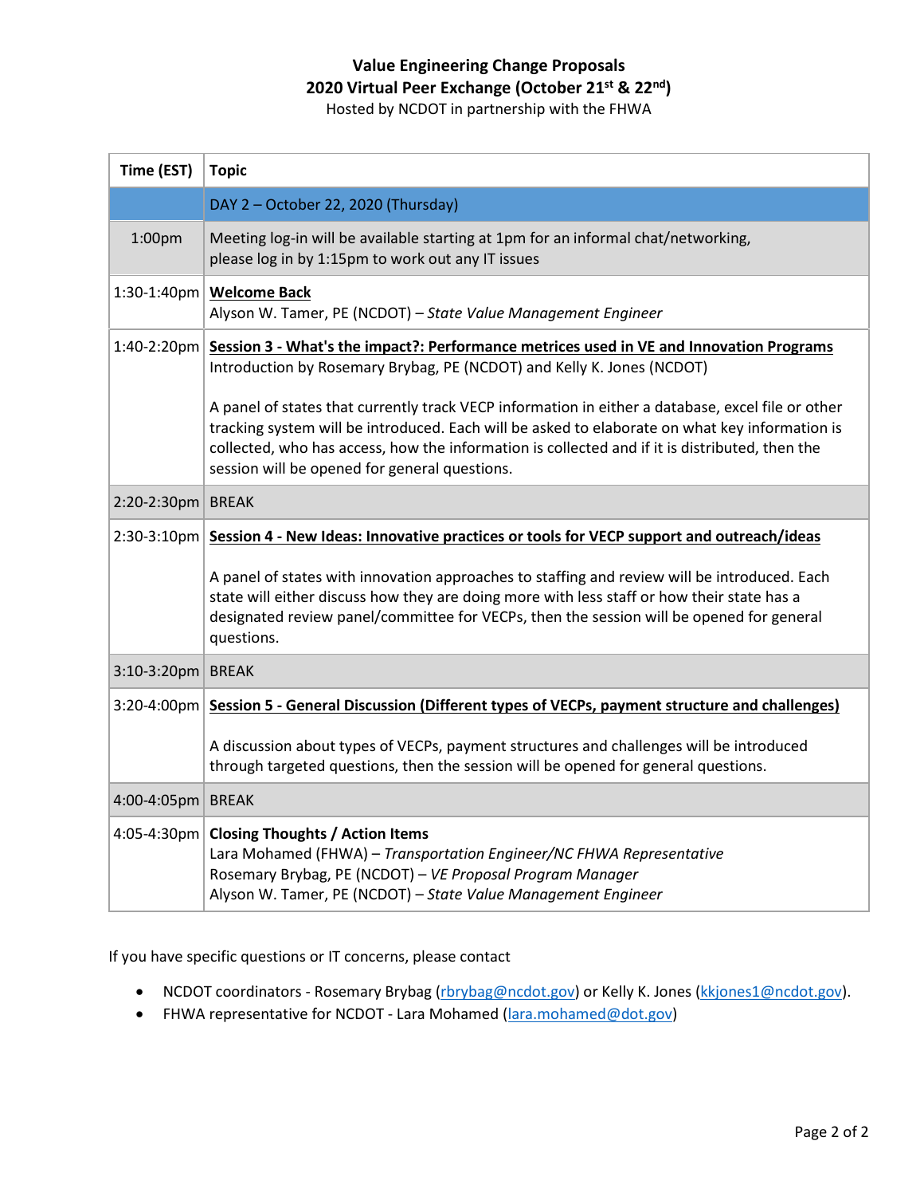# Value Engineering Change Proposals
## 2020 Virtual Peer Exchange (October 21st & 22nd)
Hosted by NCDOT in partnership with the FHWA

| Time (EST) | Topic |
| --- | --- |
| | DAY 2 – October 22, 2020 (Thursday) |
| 1:00pm | Meeting log-in will be available starting at 1pm for an informal chat/networking, please log in by 1:15pm to work out any IT issues |
| 1:30-1:40pm | **Welcome Back**<br>Alyson W. Tamer, PE (NCDOT) – *State Value Management Engineer* |
| 1:40-2:20pm | **Session 3 - What's the impact?: Performance metrices used in VE and Innovation Programs**<br>Introduction by Rosemary Brybag, PE (NCDOT) and Kelly K. Jones (NCDOT)<br><br>A panel of states that currently track VECP information in either a database, excel file or other tracking system will be introduced. Each will be asked to elaborate on what key information is collected, who has access, how the information is collected and if it is distributed, then the session will be opened for general questions. |
| 2:20-2:30pm | BREAK |
| 2:30-3:10pm | **Session 4 - New Ideas: Innovative practices or tools for VECP support and outreach/ideas**<br><br>A panel of states with innovation approaches to staffing and review will be introduced. Each state will either discuss how they are doing more with less staff or how their state has a designated review panel/committee for VECPs, then the session will be opened for general questions. |
| 3:10-3:20pm | BREAK |
| 3:20-4:00pm | **Session 5 - General Discussion (Different types of VECPs, payment structure and challenges)**<br><br>A discussion about types of VECPs, payment structures and challenges will be introduced through targeted questions, then the session will be opened for general questions. |
| 4:00-4:05pm | BREAK |
| 4:05-4:30pm | **Closing Thoughts / Action Items**<br>Lara Mohamed (FHWA) – *Transportation Engineer/NC FHWA Representative*<br>Rosemary Brybag, PE (NCDOT) – *VE Proposal Program Manager*<br>Alyson W. Tamer, PE (NCDOT) – *State Value Management Engineer* |

If you have specific questions or IT concerns, please contact

- NCDOT coordinators - Rosemary Brybag (rbrybag@ncdot.gov) or Kelly K. Jones (kkjones1@ncdot.gov).
- FHWA representative for NCDOT - Lara Mohamed (lara.mohamed@dot.gov)